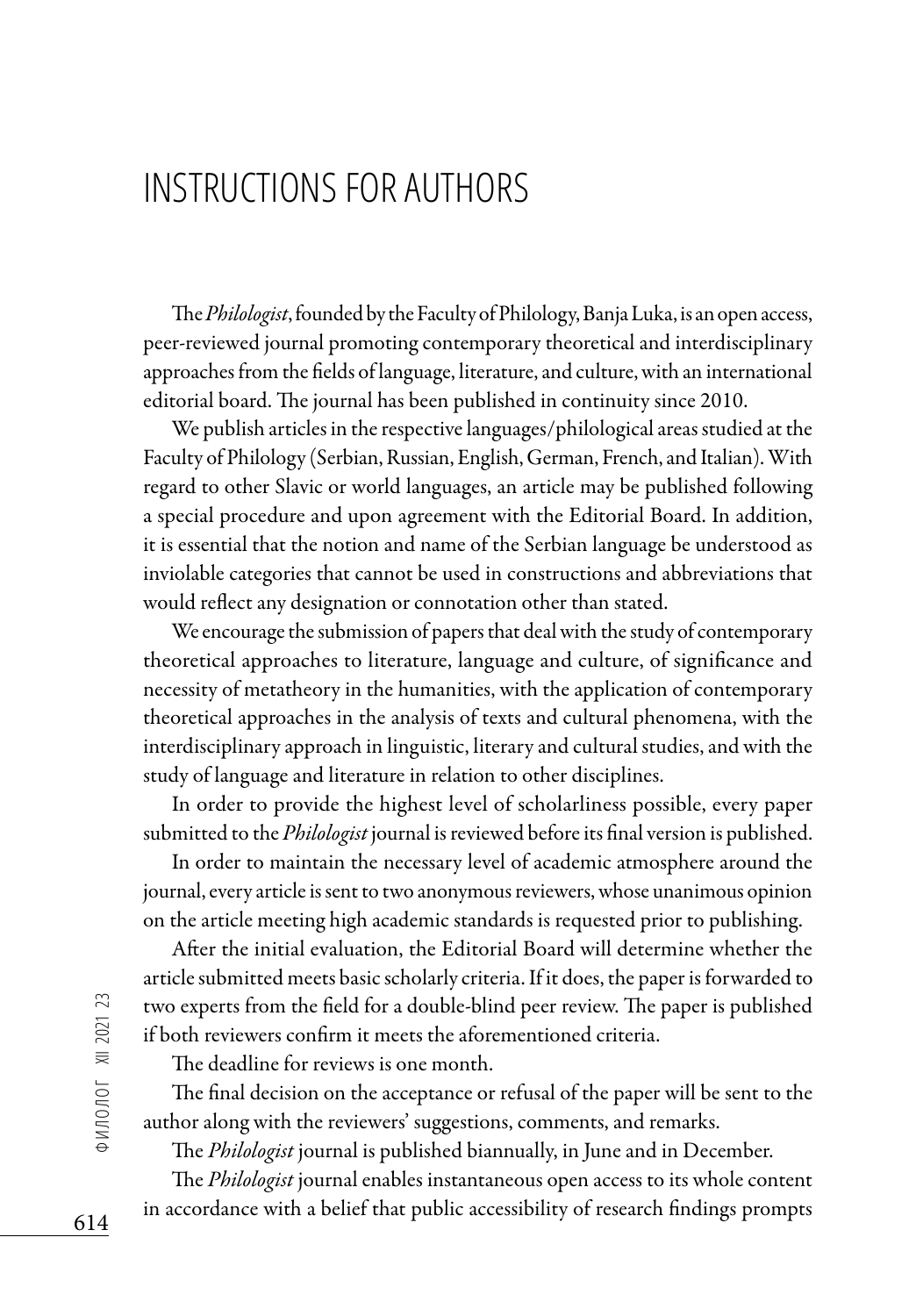# INSTRUCTIONS FOR AUTHORS

The *Philologist*, founded by the Faculty of Philology, Banja Luka, is an open access, peer-reviewed journal promoting contemporary theoretical and interdisciplinary approaches from the fields of language, literature, and culture, with an international editorial board. The journal has been published in continuity since 2010.

We publish articles in the respective languages/philological areas studied at the Faculty of Philology (Serbian, Russian, English, German, French, and Italian). With regard to other Slavic or world languages, an article may be published following a special procedure and upon agreement with the Editorial Board. In addition, it is essential that the notion and name of the Serbian language be understood as inviolable categories that cannot be used in constructions and abbreviations that would reflect any designation or connotation other than stated.

We encourage the submission of papers that deal with the study of contemporary theoretical approaches to literature, language and culture, of significance and necessity of metatheory in the humanities, with the application of contemporary theoretical approaches in the analysis of texts and cultural phenomena, with the interdisciplinary approach in linguistic, literary and cultural studies, and with the study of language and literature in relation to other disciplines.

In order to provide the highest level of scholarliness possible, every paper submitted to the *Philologist* journal is reviewed before its final version is published.

In order to maintain the necessary level of academic atmosphere around the journal, every article is sent to two anonymous reviewers, whose unanimous opinion on the article meeting high academic standards is requested prior to publishing.

After the initial evaluation, the Editorial Board will determine whether the article submitted meets basic scholarly criteria. If it does, the paper is forwarded to two experts from the field for a double-blind peer review. The paper is published if both reviewers confirm it meets the aforementioned criteria.

The deadline for reviews is one month.

The final decision on the acceptance or refusal of the paper will be sent to the author along with the reviewers' suggestions, comments, and remarks.

The *Philologist* journal is published biannually, in June and in December.

The *Philologist* journal enables instantaneous open access to its whole content in accordance with a belief that public accessibility of research findings prompts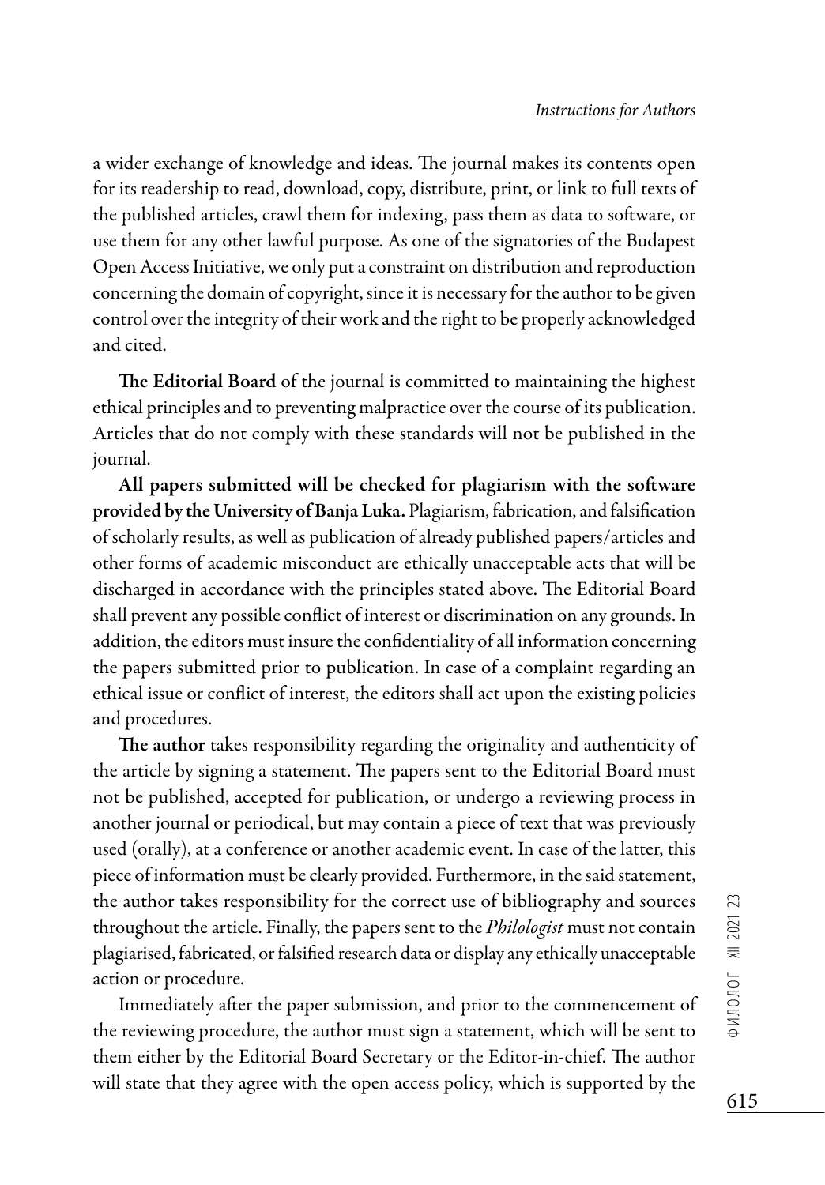a wider exchange of knowledge and ideas. The journal makes its contents open for its readership to read, download, copy, distribute, print, or link to full texts of the published articles, crawl them for indexing, pass them as data to software, or use them for any other lawful purpose. As one of the signatories of the Budapest Open Access Initiative, we only put a constraint on distribution and reproduction concerning the domain of copyright, since it is necessary for the author to be given control over the integrity of their work and the right to be properly acknowledged and cited.

**The Editorial Board** of the journal is committed to maintaining the highest ethical principles and to preventing malpractice over the course of its publication. Articles that do not comply with these standards will not be published in the journal.

**All papers submitted will be checked for plagiarism with the software provided by the University of Banja Luka.** Plagiarism, fabrication, and falsification of scholarly results, as well as publication of already published papers/articles and other forms of academic misconduct are ethically unacceptable acts that will be discharged in accordance with the principles stated above. The Editorial Board shall prevent any possible conflict of interest or discrimination on any grounds. In addition, the editors must insure the confidentiality of all information concerning the papers submitted prior to publication. In case of a complaint regarding an ethical issue or conflict of interest, the editors shall act upon the existing policies and procedures.

**The author** takes responsibility regarding the originality and authenticity of the article by signing a statement. The papers sent to the Editorial Board must not be published, accepted for publication, or undergo a reviewing process in another journal or periodical, but may contain a piece of text that was previously used (orally), at a conference or another academic event. In case of the latter, this piece of information must be clearly provided. Furthermore, in the said statement, the author takes responsibility for the correct use of bibliography and sources throughout the article. Finally, the papers sent to the *Philologist* must not contain plagiarised, fabricated, or falsified research data or display any ethically unacceptable action or procedure.

Immediately after the paper submission, and prior to the commencement of the reviewing procedure, the author must sign a statement, which will be sent to them either by the Editorial Board Secretary or the Editor-in-chief. The author will state that they agree with the open access policy, which is supported by the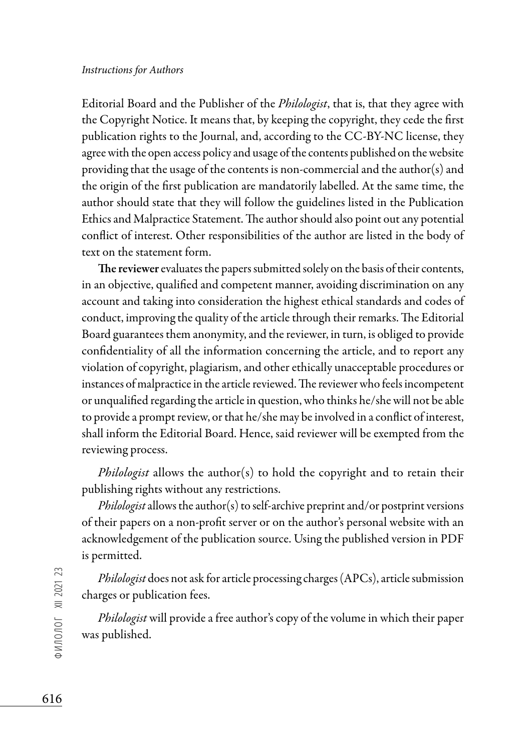Editorial Board and the Publisher of the *Philologist*, that is, that they agree with the Copyright Notice. It means that, by keeping the copyright, they cede the first publication rights to the Journal, and, according to the CC-BY-NC license, they agree with the open access policy and usage of the contents published on the website providing that the usage of the contents is non-commercial and the author(s) and the origin of the first publication are mandatorily labelled. At the same time, the author should state that they will follow the guidelines listed in the Publication Ethics and Malpractice Statement. The author should also point out any potential conflict of interest. Other responsibilities of the author are listed in the body of text on the statement form.

**The reviewer** evaluates the papers submitted solely on the basis of their contents, in an objective, qualified and competent manner, avoiding discrimination on any account and taking into consideration the highest ethical standards and codes of conduct, improving the quality of the article through their remarks. The Editorial Board guarantees them anonymity, and the reviewer, in turn, is obliged to provide confidentiality of all the information concerning the article, and to report any violation of copyright, plagiarism, and other ethically unacceptable procedures or instances of malpractice in the article reviewed. The reviewer who feels incompetent or unqualified regarding the article in question, who thinks he/she will not be able to provide a prompt review, or that he/she may be involved in a conflict of interest, shall inform the Editorial Board. Hence, said reviewer will be exempted from the reviewing process.

*Philologist* allows the author(s) to hold the copyright and to retain their publishing rights without any restrictions.

*Philologist* allows the author(s) to self-archive preprint and/or postprint versions of their papers on a non-profit server or on the author's personal website with an acknowledgement of the publication source. Using the published version in PDF is permitted.

*Philologist* does not ask for article processing charges (APCs), article submission charges or publication fees.

*Philologist* will provide a free author's copy of the volume in which their paper was published.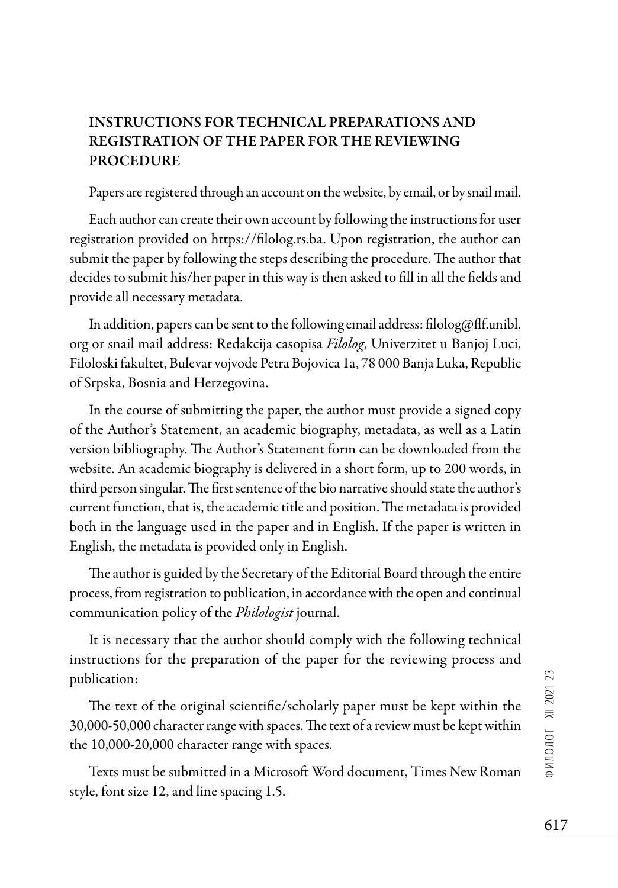## INSTRUCTIONS FOR TECHNICAL PREPARATIONS AND REGISTRATION OF THE PAPER FOR THE REVIEWING PROCEDURE

Papers are registered through an account on the website, by email, or by snail mail.

Each author can create their own account by following the instructions for user registration provided on https://filolog.rs.ba. Upon registration, the author can submit the paper by following the steps describing the procedure. The author that decides to submit his/her paper in this way is then asked to fill in all the fields and provide all necessary metadata.

In addition, papers can be sent to the following email address: filolog@flf.unibl.org or snail mail address: Redakcija casopisa *Filolog*, Univerzitet u Banjoj Luci, Filoloski fakultet, Bulevar vojvode Petra Bojovica 1a, 78 000 Banja Luka, Republic of Srpska, Bosnia and Herzegovina.

In the course of submitting the paper, the author must provide a signed copy of the Author's Statement, an academic biography, metadata, as well as a Latin version bibliography. The Author's Statement form can be downloaded from the website. An academic biography is delivered in a short form, up to 200 words, in third person singular. The first sentence of the bio narrative should state the author's current function, that is, the academic title and position. The metadata is provided both in the language used in the paper and in English. If the paper is written in English, the metadata is provided only in English.

The author is guided by the Secretary of the Editorial Board through the entire process, from registration to publication, in accordance with the open and continual communication policy of the *Philologist* journal.

It is necessary that the author should comply with the following technical instructions for the preparation of the paper for the reviewing process and publication:

The text of the original scientific/scholarly paper must be kept within the 30,000-50,000 character range with spaces. The text of a review must be kept within the 10,000-20,000 character range with spaces.

Texts must be submitted in a Microsoft Word document, Times New Roman style, font size 12, and line spacing 1.5.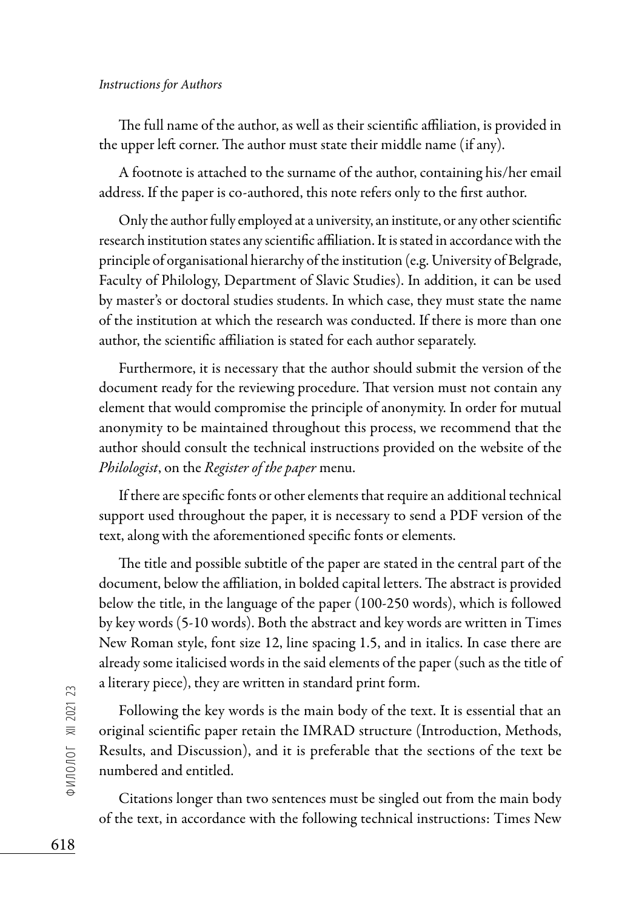The full name of the author, as well as their scientific affiliation, is provided in the upper left corner. The author must state their middle name (if any).

A footnote is attached to the surname of the author, containing his/her email address. If the paper is co-authored, this note refers only to the first author.

Only the author fully employed at a university, an institute, or any other scientific research institution states any scientific affiliation. It is stated in accordance with the principle of organisational hierarchy of the institution (e.g. University of Belgrade, Faculty of Philology, Department of Slavic Studies). In addition, it can be used by master's or doctoral studies students. In which case, they must state the name of the institution at which the research was conducted. If there is more than one author, the scientific affiliation is stated for each author separately.

Furthermore, it is necessary that the author should submit the version of the document ready for the reviewing procedure. That version must not contain any element that would compromise the principle of anonymity. In order for mutual anonymity to be maintained throughout this process, we recommend that the author should consult the technical instructions provided on the website of the *Philologist*, on the *Register of the paper* menu.

If there are specific fonts or other elements that require an additional technical support used throughout the paper, it is necessary to send a PDF version of the text, along with the aforementioned specific fonts or elements.

The title and possible subtitle of the paper are stated in the central part of the document, below the affiliation, in bolded capital letters. The abstract is provided below the title, in the language of the paper (100-250 words), which is followed by key words (5-10 words). Both the abstract and key words are written in Times New Roman style, font size 12, line spacing 1.5, and in italics. In case there are already some italicised words in the said elements of the paper (such as the title of a literary piece), they are written in standard print form.

Following the key words is the main body of the text. It is essential that an original scientific paper retain the IMRAD structure (Introduction, Methods, Results, and Discussion), and it is preferable that the sections of the text be numbered and entitled.

Citations longer than two sentences must be singled out from the main body of the text, in accordance with the following technical instructions: Times New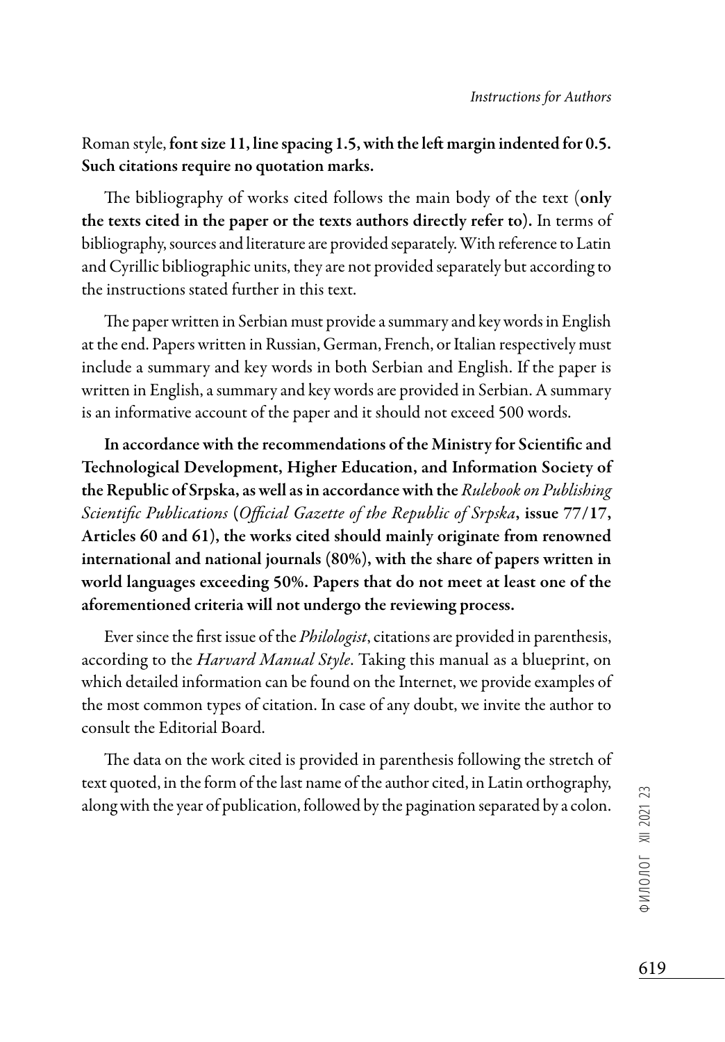Roman style, **font size 11, line spacing 1.5, with the left margin indented for 0.5. Such citations require no quotation marks.**

The bibliography of works cited follows the main body of the text (**only the texts cited in the paper or the texts authors directly refer to).** In terms of bibliography, sources and literature are provided separately. With reference to Latin and Cyrillic bibliographic units, they are not provided separately but according to the instructions stated further in this text.

The paper written in Serbian must provide a summary and key words in English at the end. Papers written in Russian, German, French, or Italian respectively must include a summary and key words in both Serbian and English. If the paper is written in English, a summary and key words are provided in Serbian. A summary is an informative account of the paper and it should not exceed 500 words.

**In accordance with the recommendations of the Ministry for Scientific and Technological Development, Higher Education, and Information Society of the Republic of Srpska, as well as in accordance with the *Rulebook on Publishing Scientific Publications* (*Official Gazette of the Republic of Srpska*, issue 77/17, Articles 60 and 61), the works cited should mainly originate from renowned international and national journals (80%), with the share of papers written in world languages exceeding 50%. Papers that do not meet at least one of the aforementioned criteria will not undergo the reviewing process.**

Ever since the first issue of the *Philologist*, citations are provided in parenthesis, according to the *Harvard Manual Style*. Taking this manual as a blueprint, on which detailed information can be found on the Internet, we provide examples of the most common types of citation. In case of any doubt, we invite the author to consult the Editorial Board.

The data on the work cited is provided in parenthesis following the stretch of text quoted, in the form of the last name of the author cited, in Latin orthography, along with the year of publication, followed by the pagination separated by a colon.